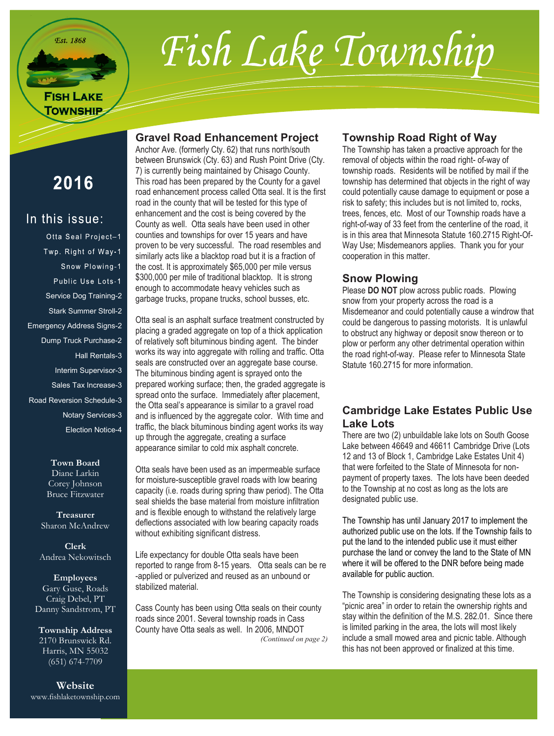# Fish Lake Township

Est. 1868

FISH LAKE TOWNSHIP

## 2016

### In this issue:

- Otta Seal Project–1
- Twp. Right of Way-1
- Snow Plowing-1
- Public Use Lots-1
- Service Dog Training-2
- Stark Summer Stroll-2
- Emergency Address Signs-2
- Dump Truck Purchase-2
- Hall Rentals-3
- Interim Supervisor-3
- Sales Tax Increase-3
- Road Reversion Schedule-3
- Notary Services-3
- Election Notice-4

**Town Board**
Diane Larkin
Corey Johnson
Bruce Fitzwater

**Treasurer**
Sharon McAndrew

**Clerk**
Andrea Nekowitsch

**Employees**
Gary Guse, Roads
Craig Debel, PT
Danny Sandstrom, PT

**Township Address**
2170 Brunswick Rd.
Harris, MN 55032
(651) 674-7709

**Website**
www.fishlaketownship.com

## Gravel Road Enhancement Project

Anchor Ave. (formerly Cty. 62) that runs north/south between Brunswick (Cty. 63) and Rush Point Drive (Cty. 7) is currently being maintained by Chisago County. This road has been prepared by the County for a gavel road enhancement process called Otta seal. It is the first road in the county that will be tested for this type of enhancement and the cost is being covered by the County as well. Otta seals have been used in other counties and townships for over 15 years and have proven to be very successful. The road resembles and similarly acts like a blacktop road but it is a fraction of the cost. It is approximately $65,000 per mile versus $300,000 per mile of traditional blacktop. It is strong enough to accommodate heavy vehicles such as garbage trucks, propane trucks, school busses, etc.

Otta seal is an asphalt surface treatment constructed by placing a graded aggregate on top of a thick application of relatively soft bituminous binding agent. The binder works its way into aggregate with rolling and traffic. Otta seals are constructed over an aggregate base course. The bituminous binding agent is sprayed onto the prepared working surface; then, the graded aggregate is spread onto the surface. Immediately after placement, the Otta seal's appearance is similar to a gravel road and is influenced by the aggregate color. With time and traffic, the black bituminous binding agent works its way up through the aggregate, creating a surface appearance similar to cold mix asphalt concrete.

Otta seals have been used as an impermeable surface for moisture-susceptible gravel roads with low bearing capacity (i.e. roads during spring thaw period). The Otta seal shields the base material from moisture infiltration and is flexible enough to withstand the relatively large deflections associated with low bearing capacity roads without exhibiting significant distress.

Life expectancy for double Otta seals have been reported to range from 8-15 years. Otta seals can be re-applied or pulverized and reused as an unbound or stabilized material.

Cass County has been using Otta seals on their county roads since 2001. Several township roads in Cass County have Otta seals as well. In 2006, MNDOT

*(Continued on page 2)*

## Township Road Right of Way

The Township has taken a proactive approach for the removal of objects within the road right- of-way of township roads. Residents will be notified by mail if the township has determined that objects in the right of way could potentially cause damage to equipment or pose a risk to safety; this includes but is not limited to, rocks, trees, fences, etc. Most of our Township roads have a right-of-way of 33 feet from the centerline of the road, it is in this area that Minnesota Statute 160.2715 Right-Of-Way Use; Misdemeanors applies. Thank you for your cooperation in this matter.

## Snow Plowing

Please **DO NOT** plow across public roads. Plowing snow from your property across the road is a Misdemeanor and could potentially cause a windrow that could be dangerous to passing motorists. It is unlawful to obstruct any highway or deposit snow thereon or to plow or perform any other detrimental operation within the road right-of-way. Please refer to Minnesota State Statute 160.2715 for more information.

## Cambridge Lake Estates Public Use Lake Lots

There are two (2) unbuildable lake lots on South Goose Lake between 46649 and 46611 Cambridge Drive (Lots 12 and 13 of Block 1, Cambridge Lake Estates Unit 4) that were forfeited to the State of Minnesota for non-payment of property taxes. The lots have been deeded to the Township at no cost as long as the lots are designated public use.

The Township has until January 2017 to implement the authorized public use on the lots. If the Township fails to put the land to the intended public use it must either purchase the land or convey the land to the State of MN where it will be offered to the DNR before being made available for public auction.

The Township is considering designating these lots as a "picnic area" in order to retain the ownership rights and stay within the definition of the M.S. 282.01. Since there is limited parking in the area, the lots will most likely include a small mowed area and picnic table. Although this has not been approved or finalized at this time.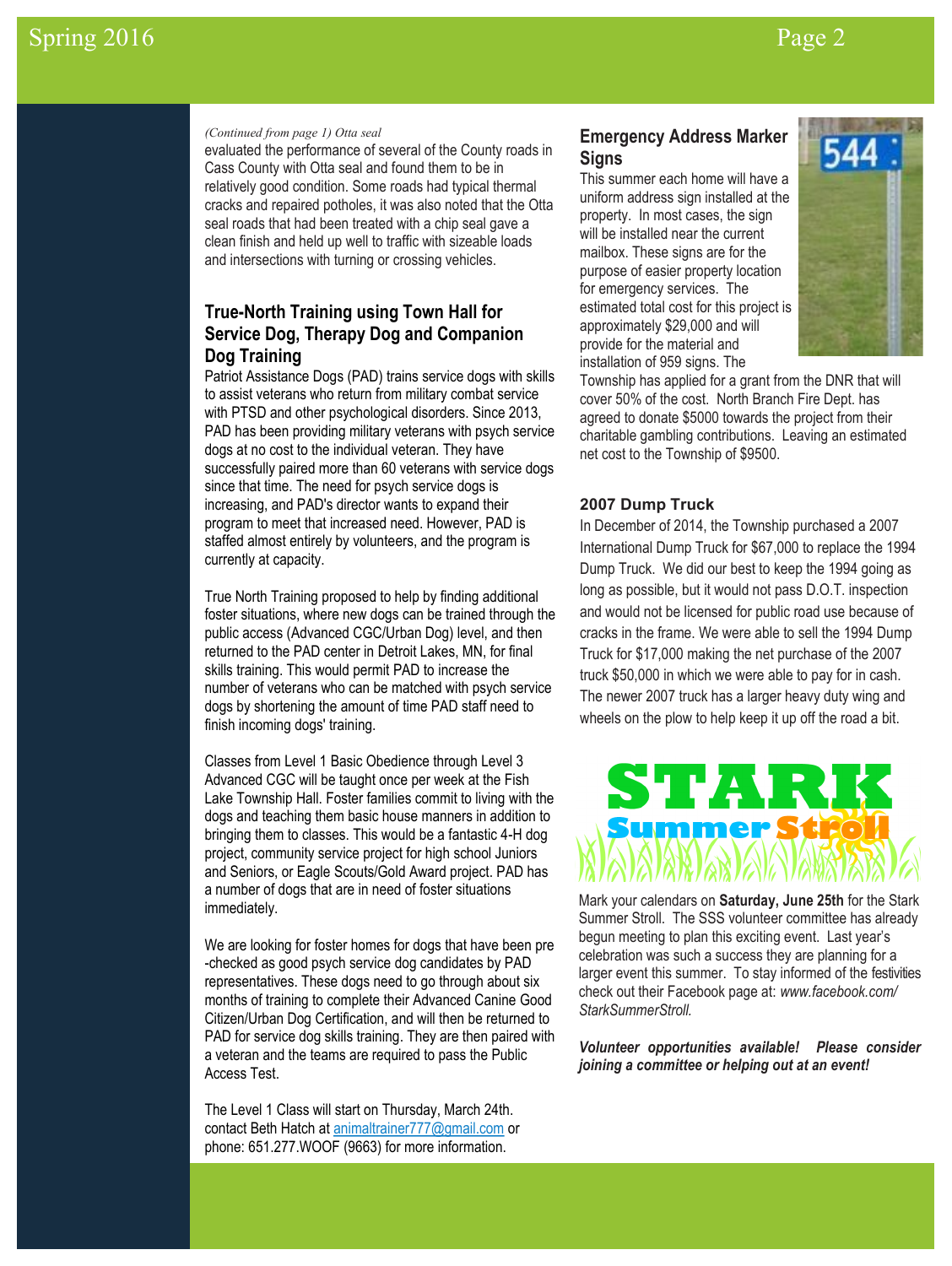*(Continued from page 1) Otta seal*

evaluated the performance of several of the County roads in Cass County with Otta seal and found them to be in relatively good condition. Some roads had typical thermal cracks and repaired potholes, it was also noted that the Otta seal roads that had been treated with a chip seal gave a clean finish and held up well to traffic with sizeable loads and intersections with turning or crossing vehicles.

## True-North Training using Town Hall for Service Dog, Therapy Dog and Companion Dog Training

Patriot Assistance Dogs (PAD) trains service dogs with skills to assist veterans who return from military combat service with PTSD and other psychological disorders. Since 2013, PAD has been providing military veterans with psych service dogs at no cost to the individual veteran. They have successfully paired more than 60 veterans with service dogs since that time. The need for psych service dogs is increasing, and PAD's director wants to expand their program to meet that increased need. However, PAD is staffed almost entirely by volunteers, and the program is currently at capacity.

True North Training proposed to help by finding additional foster situations, where new dogs can be trained through the public access (Advanced CGC/Urban Dog) level, and then returned to the PAD center in Detroit Lakes, MN, for final skills training. This would permit PAD to increase the number of veterans who can be matched with psych service dogs by shortening the amount of time PAD staff need to finish incoming dogs' training.

Classes from Level 1 Basic Obedience through Level 3 Advanced CGC will be taught once per week at the Fish Lake Township Hall. Foster families commit to living with the dogs and teaching them basic house manners in addition to bringing them to classes. This would be a fantastic 4-H dog project, community service project for high school Juniors and Seniors, or Eagle Scouts/Gold Award project. PAD has a number of dogs that are in need of foster situations immediately.

We are looking for foster homes for dogs that have been pre-checked as good psych service dog candidates by PAD representatives. These dogs need to go through about six months of training to complete their Advanced Canine Good Citizen/Urban Dog Certification, and will then be returned to PAD for service dog skills training. They are then paired with a veteran and the teams are required to pass the Public Access Test.

The Level 1 Class will start on Thursday, March 24th. contact Beth Hatch at animaltrainer777@gmail.com or phone: 651.277.WOOF (9663) for more information.

## Emergency Address Marker Signs

This summer each home will have a uniform address sign installed at the property. In most cases, the sign will be installed near the current mailbox. These signs are for the purpose of easier property location for emergency services. The estimated total cost for this project is approximately $29,000 and will provide for the material and installation of 959 signs. The Township has applied for a grant from the DNR that will cover 50% of the cost. North Branch Fire Dept. has agreed to donate $5000 towards the project from their charitable gambling contributions. Leaving an estimated net cost to the Township of $9500.

### 2007 Dump Truck

In December of 2014, the Township purchased a 2007 International Dump Truck for $67,000 to replace the 1994 Dump Truck. We did our best to keep the 1994 going as long as possible, but it would not pass D.O.T. inspection and would not be licensed for public road use because of cracks in the frame. We were able to sell the 1994 Dump Truck for $17,000 making the net purchase of the 2007 truck $50,000 in which we were able to pay for in cash. The newer 2007 truck has a larger heavy duty wing and wheels on the plow to help keep it up off the road a bit.

## STARK Summer Stroll

Mark your calendars on **Saturday, June 25th** for the Stark Summer Stroll. The SSS volunteer committee has already begun meeting to plan this exciting event. Last year's celebration was such a success they are planning for a larger event this summer. To stay informed of the festivities check out their Facebook page at: *www.facebook.com/StarkSummerStroll.*

***Volunteer opportunities available! Please consider joining a committee or helping out at an event!***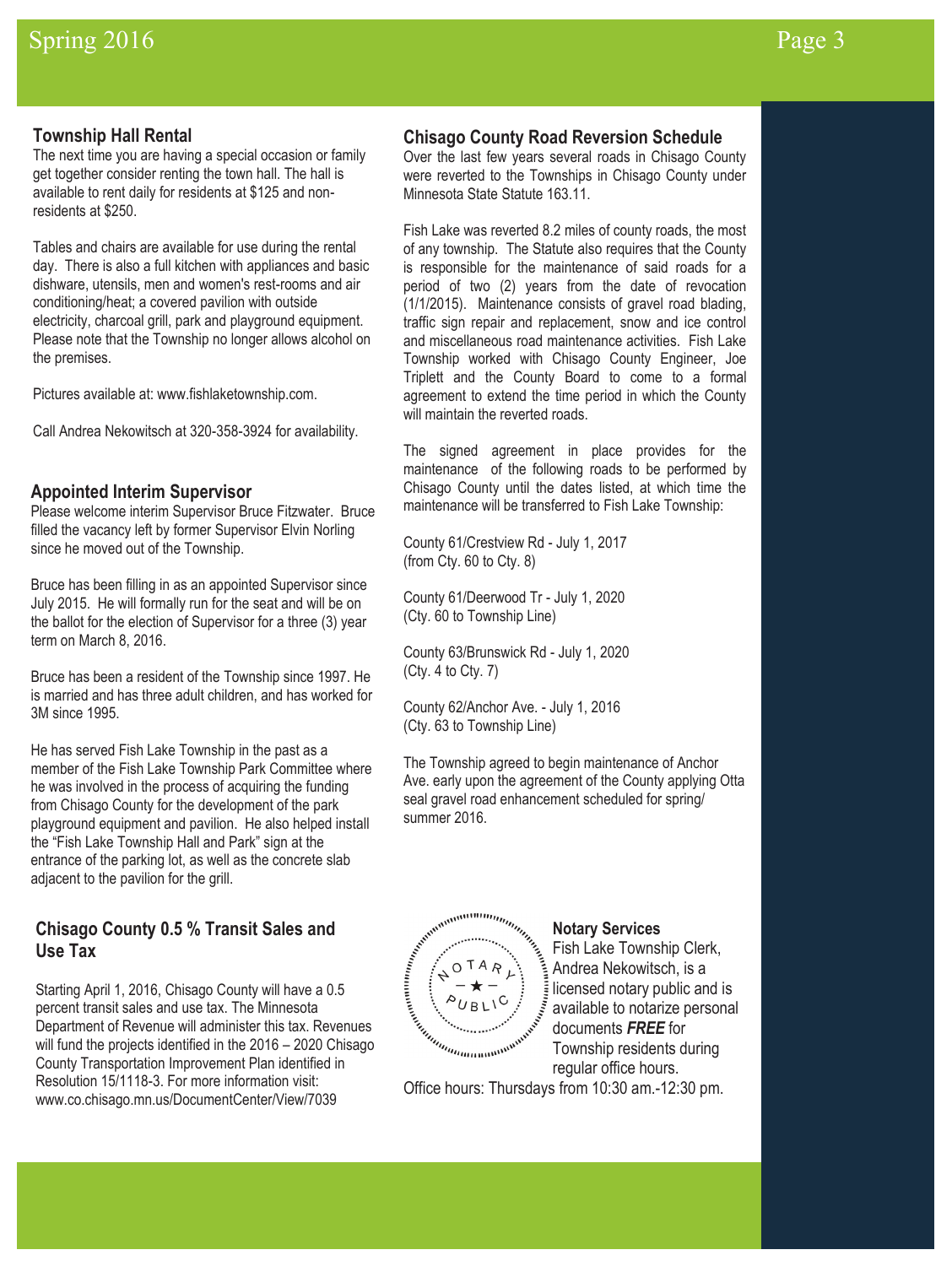## Township Hall Rental

The next time you are having a special occasion or family get together consider renting the town hall. The hall is available to rent daily for residents at $125 and non-residents at $250.

Tables and chairs are available for use during the rental day. There is also a full kitchen with appliances and basic dishware, utensils, men and women's rest-rooms and air conditioning/heat; a covered pavilion with outside electricity, charcoal grill, park and playground equipment. Please note that the Township no longer allows alcohol on the premises.

Pictures available at: www.fishlaketownship.com.

Call Andrea Nekowitsch at 320-358-3924 for availability.

## Appointed Interim Supervisor

Please welcome interim Supervisor Bruce Fitzwater. Bruce filled the vacancy left by former Supervisor Elvin Norling since he moved out of the Township.

Bruce has been filling in as an appointed Supervisor since July 2015. He will formally run for the seat and will be on the ballot for the election of Supervisor for a three (3) year term on March 8, 2016.

Bruce has been a resident of the Township since 1997. He is married and has three adult children, and has worked for 3M since 1995.

He has served Fish Lake Township in the past as a member of the Fish Lake Township Park Committee where he was involved in the process of acquiring the funding from Chisago County for the development of the park playground equipment and pavilion. He also helped install the "Fish Lake Township Hall and Park" sign at the entrance of the parking lot, as well as the concrete slab adjacent to the pavilion for the grill.

## Chisago County 0.5 % Transit Sales and Use Tax

Starting April 1, 2016, Chisago County will have a 0.5 percent transit sales and use tax. The Minnesota Department of Revenue will administer this tax. Revenues will fund the projects identified in the 2016 – 2020 Chisago County Transportation Improvement Plan identified in Resolution 15/1118-3. For more information visit: www.co.chisago.mn.us/DocumentCenter/View/7039

## Chisago County Road Reversion Schedule

Over the last few years several roads in Chisago County were reverted to the Townships in Chisago County under Minnesota State Statute 163.11.

Fish Lake was reverted 8.2 miles of county roads, the most of any township. The Statute also requires that the County is responsible for the maintenance of said roads for a period of two (2) years from the date of revocation (1/1/2015). Maintenance consists of gravel road blading, traffic sign repair and replacement, snow and ice control and miscellaneous road maintenance activities. Fish Lake Township worked with Chisago County Engineer, Joe Triplett and the County Board to come to a formal agreement to extend the time period in which the County will maintain the reverted roads.

The signed agreement in place provides for the maintenance of the following roads to be performed by Chisago County until the dates listed, at which time the maintenance will be transferred to Fish Lake Township:

County 61/Crestview Rd - July 1, 2017
(from Cty. 60 to Cty. 8)

County 61/Deerwood Tr - July 1, 2020
(Cty. 60 to Township Line)

County 63/Brunswick Rd - July 1, 2020
(Cty. 4 to Cty. 7)

County 62/Anchor Ave. - July 1, 2016
(Cty. 63 to Township Line)

The Township agreed to begin maintenance of Anchor Ave. early upon the agreement of the County applying Otta seal gravel road enhancement scheduled for spring/summer 2016.

## Notary Services

Fish Lake Township Clerk, Andrea Nekowitsch, is a licensed notary public and is available to notarize personal documents ***FREE*** for Township residents during regular office hours.

Office hours: Thursdays from 10:30 am.-12:30 pm.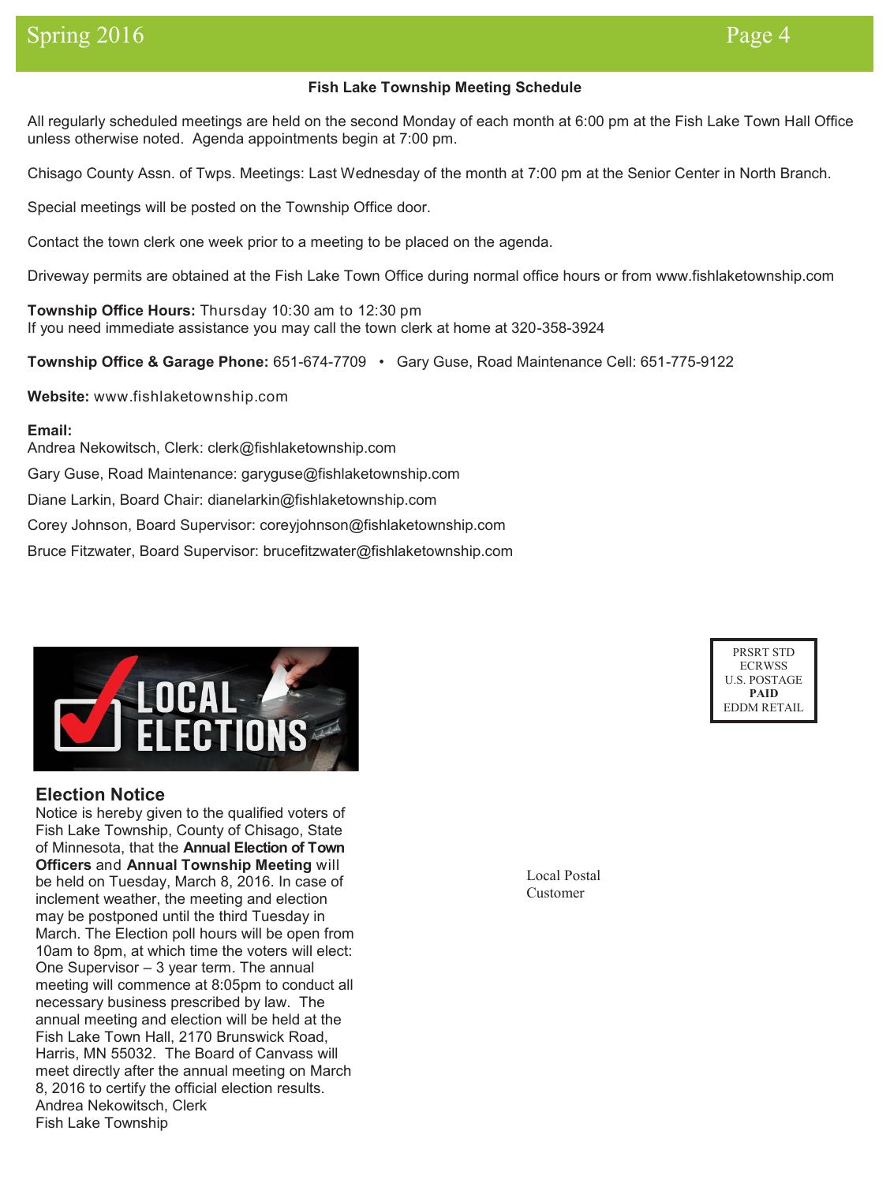## Fish Lake Township Meeting Schedule

All regularly scheduled meetings are held on the second Monday of each month at 6:00 pm at the Fish Lake Town Hall Office unless otherwise noted. Agenda appointments begin at 7:00 pm.

Chisago County Assn. of Twps. Meetings: Last Wednesday of the month at 7:00 pm at the Senior Center in North Branch.

Special meetings will be posted on the Township Office door.

Contact the town clerk one week prior to a meeting to be placed on the agenda.

Driveway permits are obtained at the Fish Lake Town Office during normal office hours or from www.fishlaketownship.com

**Township Office Hours:** Thursday 10:30 am to 12:30 pm
If you need immediate assistance you may call the town clerk at home at 320-358-3924

**Township Office & Garage Phone:** 651-674-7709 • Gary Guse, Road Maintenance Cell: 651-775-9122

**Website:** www.fishlaketownship.com

**Email:**
Andrea Nekowitsch, Clerk: clerk@fishlaketownship.com

Gary Guse, Road Maintenance: garyguse@fishlaketownship.com

Diane Larkin, Board Chair: dianelarkin@fishlaketownship.com

Corey Johnson, Board Supervisor: coreyjohnson@fishlaketownship.com

Bruce Fitzwater, Board Supervisor: brucefitzwater@fishlaketownship.com

LOCAL ELECTIONS

### Election Notice

Notice is hereby given to the qualified voters of Fish Lake Township, County of Chisago, State of Minnesota, that the **Annual Election of Town Officers** and **Annual Township Meeting** will be held on Tuesday, March 8, 2016. In case of inclement weather, the meeting and election may be postponed until the third Tuesday in March. The Election poll hours will be open from 10am to 8pm, at which time the voters will elect: One Supervisor – 3 year term. The annual meeting will commence at 8:05pm to conduct all necessary business prescribed by law. The annual meeting and election will be held at the Fish Lake Town Hall, 2170 Brunswick Road, Harris, MN 55032. The Board of Canvass will meet directly after the annual meeting on March 8, 2016 to certify the official election results.
Andrea Nekowitsch, Clerk
Fish Lake Township

PRSRT STD
ECRWSS
U.S. POSTAGE
**PAID**
EDDM RETAIL

Local Postal
Customer